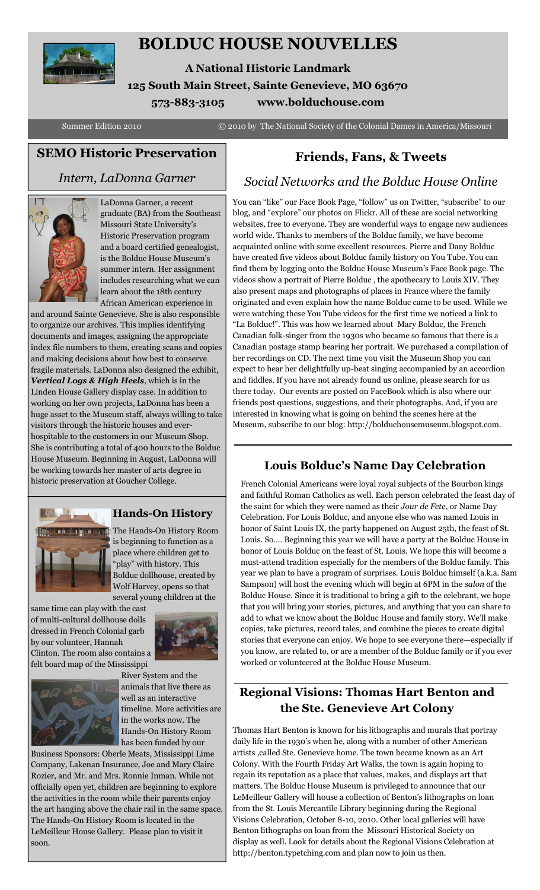# BOLDUC HOUSE NOUVELLES

**A National Historic Landmark**

**125 South Main Street, Sainte Genevieve, MO 63670**

**573-883-3105 www.bolduchouse.com**

Summer Edition 2010 © 2010 by The National Society of the Colonial Dames in America/Missouri

## SEMO Historic Preservation

### *Intern, LaDonna Garner*

LaDonna Garner, a recent graduate (BA) from the Southeast Missouri State University's Historic Preservation program and a board certified genealogist, is the Bolduc House Museum's summer intern. Her assignment includes researching what we can learn about the 18th century African American experience in and around Sainte Genevieve. She is also responsible to organize our archives. This implies identifying documents and images, assigning the appropriate index file numbers to them, creating scans and copies and making decisions about how best to conserve fragile materials. LaDonna also designed the exhibit, ***Vertical Logs & High Heels***, which is in the Linden House Gallery display case. In addition to working on her own projects, LaDonna has been a huge asset to the Museum staff, always willing to take visitors through the historic houses and ever-hospitable to the customers in our Museum Shop. She is contributing a total of 400 hours to the Bolduc House Museum. Beginning in August, LaDonna will be working towards her master of arts degree in historic preservation at Goucher College.

## Hands-On History

The Hands-On History Room is beginning to function as a place where children get to "play" with history. This Bolduc dollhouse, created by Wolf Harvey, opens so that several young children at the same time can play with the cast of multi-cultural dollhouse dolls dressed in French Colonial garb by our volunteer, Hannah Clinton. The room also contains a felt board map of the Mississippi River System and the animals that live there as well as an interactive timeline. More activities are in the works now. The Hands-On History Room has been funded by our Business Sponsors: Oberle Meats, Mississippi Lime Company, Lakenan Insurance, Joe and Mary Claire Rozier, and Mr. and Mrs. Ronnie Inman. While not officially open yet, children are beginning to explore the activities in the room while their parents enjoy the art hanging above the chair rail in the same space. The Hands-On History Room is located in the LeMeilleur House Gallery. Please plan to visit it soon.

## Friends, Fans, & Tweets

### *Social Networks and the Bolduc House Online*

You can "like" our Face Book Page, "follow" us on Twitter, "subscribe" to our blog, and "explore" our photos on Flickr. All of these are social networking websites, free to everyone. They are wonderful ways to engage new audiences world wide. Thanks to members of the Bolduc family, we have become acquainted online with some excellent resources. Pierre and Dany Bolduc have created five videos about Bolduc family history on You Tube. You can find them by logging onto the Bolduc House Museum's Face Book page. The videos show a portrait of Pierre Bolduc , the apothecary to Louis XIV. They also present maps and photographs of places in France where the family originated and even explain how the name Bolduc came to be used. While we were watching these You Tube videos for the first time we noticed a link to "La Bolduc!". This was how we learned about Mary Bolduc, the French Canadian folk-singer from the 1930s who became so famous that there is a Canadian postage stamp bearing her portrait. We purchased a compilation of her recordings on CD. The next time you visit the Museum Shop you can expect to hear her delightfully up-beat singing accompanied by an accordion and fiddles. If you have not already found us online, please search for us there today. Our events are posted on FaceBook which is also where our friends post questions, suggestions, and their photographs. And, if you are interested in knowing what is going on behind the scenes here at the Museum, subscribe to our blog: http://bolduchousemuseum.blogspot.com.

## Louis Bolduc's Name Day Celebration

French Colonial Americans were loyal royal subjects of the Bourbon kings and faithful Roman Catholics as well. Each person celebrated the feast day of the saint for which they were named as their *Jour de Fete*, or Name Day Celebration. For Louis Bolduc, and anyone else who was named Louis in honor of Saint Louis IX, the party happened on August 25th, the feast of St. Louis. So…. Beginning this year we will have a party at the Bolduc House in honor of Louis Bolduc on the feast of St. Louis. We hope this will become a must-attend tradition especially for the members of the Bolduc family. This year we plan to have a program of surprises. Louis Bolduc himself (a.k.a. Sam Sampson) will host the evening which will begin at 6PM in the *salon* of the Bolduc House. Since it is traditional to bring a gift to the celebrant, we hope that you will bring your stories, pictures, and anything that you can share to add to what we know about the Bolduc House and family story. We'll make copies, take pictures, record tales, and combine the pieces to create digital stories that everyone can enjoy. We hope to see everyone there—especially if you know, are related to, or are a member of the Bolduc family or if you ever worked or volunteered at the Bolduc House Museum.

## Regional Visions: Thomas Hart Benton and the Ste. Genevieve Art Colony

Thomas Hart Benton is known for his lithographs and murals that portray daily life in the 1930's when he, along with a number of other American artists ,called Ste. Genevieve home. The town became known as an Art Colony. With the Fourth Friday Art Walks, the town is again hoping to regain its reputation as a place that values, makes, and displays art that matters. The Bolduc House Museum is privileged to announce that our LeMeilleur Gallery will house a collection of Benton's lithographs on loan from the St. Louis Mercantile Library beginning during the Regional Visions Celebration, October 8-10, 2010. Other local galleries will have Benton lithographs on loan from the Missouri Historical Society on display as well. Look for details about the Regional Visions Celebration at http://benton.typetching.com and plan now to join us then.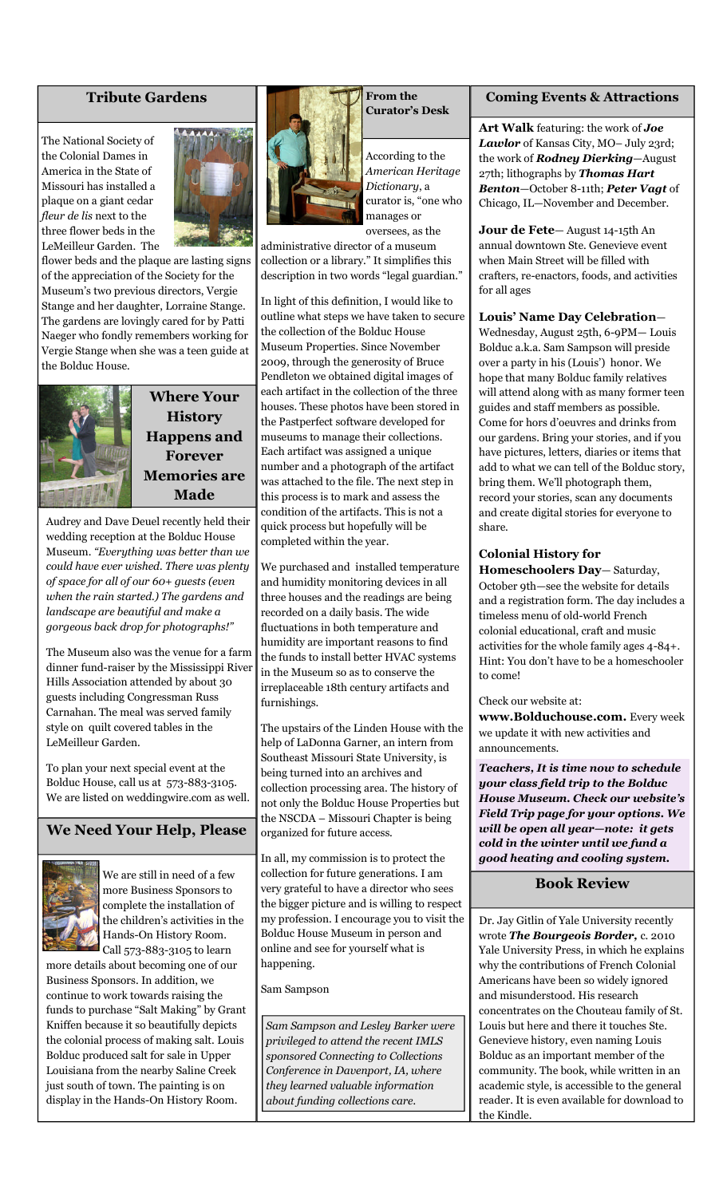## Tribute Gardens

The National Society of the Colonial Dames in America in the State of Missouri has installed a plaque on a giant cedar *fleur de lis* next to the three flower beds in the LeMeilleur Garden. The flower beds and the plaque are lasting signs of the appreciation of the Society for the Museum's two previous directors, Vergie Stange and her daughter, Lorraine Stange. The gardens are lovingly cared for by Patti Naeger who fondly remembers working for Vergie Stange when she was a teen guide at the Bolduc House.

## Where Your History Happens and Forever Memories are Made

Audrey and Dave Deuel recently held their wedding reception at the Bolduc House Museum. *"Everything was better than we could have ever wished. There was plenty of space for all of our 60+ guests (even when the rain started.) The gardens and landscape are beautiful and make a gorgeous back drop for photographs!"*

The Museum also was the venue for a farm dinner fund-raiser by the Mississippi River Hills Association attended by about 30 guests including Congressman Russ Carnahan. The meal was served family style on quilt covered tables in the LeMeilleur Garden.

To plan your next special event at the Bolduc House, call us at 573-883-3105. We are listed on weddingwire.com as well.

## We Need Your Help, Please

We are still in need of a few more Business Sponsors to complete the installation of the children's activities in the Hands-On History Room. Call 573-883-3105 to learn more details about becoming one of our Business Sponsors. In addition, we continue to work towards raising the funds to purchase "Salt Making" by Grant Kniffen because it so beautifully depicts the colonial process of making salt. Louis Bolduc produced salt for sale in Upper Louisiana from the nearby Saline Creek just south of town. The painting is on display in the Hands-On History Room.

## From the Curator's Desk

According to the *American Heritage Dictionary*, a curator is, "one who manages or oversees, as the administrative director of a museum collection or a library." It simplifies this description in two words "legal guardian."

In light of this definition, I would like to outline what steps we have taken to secure the collection of the Bolduc House Museum Properties. Since November 2009, through the generosity of Bruce Pendleton we obtained digital images of each artifact in the collection of the three houses. These photos have been stored in the Pastperfect software developed for museums to manage their collections. Each artifact was assigned a unique number and a photograph of the artifact was attached to the file. The next step in this process is to mark and assess the condition of the artifacts. This is not a quick process but hopefully will be completed within the year.

We purchased and installed temperature and humidity monitoring devices in all three houses and the readings are being recorded on a daily basis. The wide fluctuations in both temperature and humidity are important reasons to find the funds to install better HVAC systems in the Museum so as to conserve the irreplaceable 18th century artifacts and furnishings.

The upstairs of the Linden House with the help of LaDonna Garner, an intern from Southeast Missouri State University, is being turned into an archives and collection processing area. The history of not only the Bolduc House Properties but the NSCDA – Missouri Chapter is being organized for future access.

In all, my commission is to protect the collection for future generations. I am very grateful to have a director who sees the bigger picture and is willing to respect my profession. I encourage you to visit the Bolduc House Museum in person and online and see for yourself what is happening.

Sam Sampson

*Sam Sampson and Lesley Barker were privileged to attend the recent IMLS sponsored Connecting to Collections Conference in Davenport, IA, where they learned valuable information about funding collections care.*

## Coming Events & Attractions

**Art Walk** featuring: the work of ***Joe Lawlor*** of Kansas City, MO– July 23rd; the work of ***Rodney Dierking***—August 27th; lithographs by ***Thomas Hart Benton***—October 8-11th; ***Peter Vagt*** of Chicago, IL—November and December.

**Jour de Fete**— August 14-15th An annual downtown Ste. Genevieve event when Main Street will be filled with crafters, re-enactors, foods, and activities for all ages

**Louis' Name Day Celebration**— Wednesday, August 25th, 6-9PM— Louis Bolduc a.k.a. Sam Sampson will preside over a party in his (Louis') honor. We hope that many Bolduc family relatives will attend along with as many former teen guides and staff members as possible. Come for hors d'oeuvres and drinks from our gardens. Bring your stories, and if you have pictures, letters, diaries or items that add to what we can tell of the Bolduc story, bring them. We'll photograph them, record your stories, scan any documents and create digital stories for everyone to share.

**Colonial History for Homeschoolers Day**— Saturday, October 9th—see the website for details and a registration form. The day includes a timeless menu of old-world French colonial educational, craft and music activities for the whole family ages 4-84+. Hint: You don't have to be a homeschooler to come!

Check our website at: **www.Bolduchouse.com.** Every week we update it with new activities and announcements.

***Teachers, It is time now to schedule your class field trip to the Bolduc House Museum. Check our website's Field Trip page for your options. We will be open all year—note: it gets cold in the winter until we fund a good heating and cooling system.***

## Book Review

Dr. Jay Gitlin of Yale University recently wrote ***The Bourgeois Border,*** c. 2010 Yale University Press, in which he explains why the contributions of French Colonial Americans have been so widely ignored and misunderstood. His research concentrates on the Chouteau family of St. Louis but here and there it touches Ste. Genevieve history, even naming Louis Bolduc as an important member of the community. The book, while written in an academic style, is accessible to the general reader. It is even available for download to the Kindle.